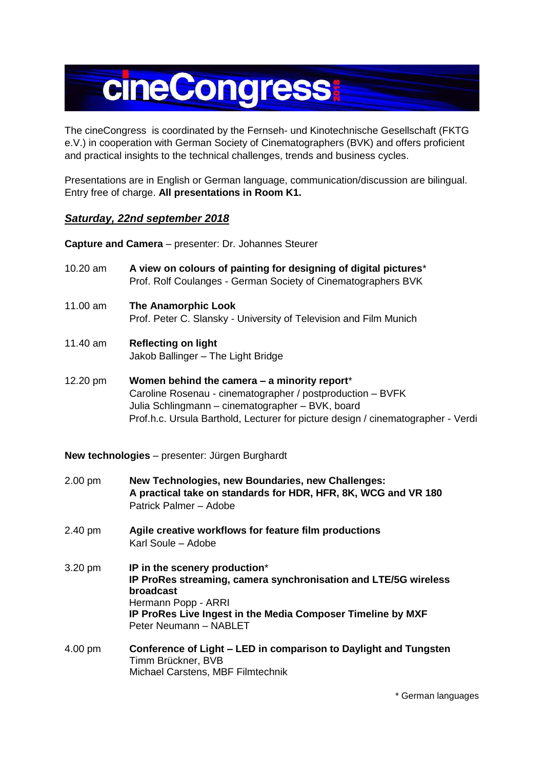# cineCongress

The cineCongress  is coordinated by the Fernseh- und Kinotechnische Gesellschaft (FKTG e.V.) in cooperation with German Society of Cinematographers (BVK) and offers proficient and practical insights to the technical challenges, trends and business cycles.

Presentations are in English or German language, communication/discussion are bilingual. Entry free of charge. **All presentations in Room K1.**

## ***Saturday, 22nd september 2018***

**Capture and Camera** – presenter: Dr. Johannes Steurer

10.20 am — **A view on colours of painting for designing of digital pictures***
Prof. Rolf Coulanges - German Society of Cinematographers BVK

11.00 am — **The Anamorphic Look**
Prof. Peter C. Slansky - University of Television and Film Munich

11.40 am — **Reflecting on light**
Jakob Ballinger – The Light Bridge

12.20 pm — **Women behind the camera – a minority report***
Caroline Rosenau - cinematographer / postproduction – BVFK
Julia Schlingmann – cinematographer – BVK, board
Prof.h.c. Ursula Barthold, Lecturer for picture design / cinematographer - Verdi

**New technologies** – presenter: Jürgen Burghardt

2.00 pm — **New Technologies, new Boundaries, new Challenges:**
**A practical take on standards for HDR, HFR, 8K, WCG and VR 180**
Patrick Palmer – Adobe

2.40 pm — **Agile creative workflows for feature film productions**
Karl Soule – Adobe

3.20 pm — **IP in the scenery production***
**IP ProRes streaming, camera synchronisation and LTE/5G wireless broadcast**
Hermann Popp - ARRI
**IP ProRes Live Ingest in the Media Composer Timeline by MXF**
Peter Neumann – NABLET

4.00 pm — **Conference of Light – LED in comparison to Daylight and Tungsten**
Timm Brückner, BVB
Michael Carstens, MBF Filmtechnik

\* German languages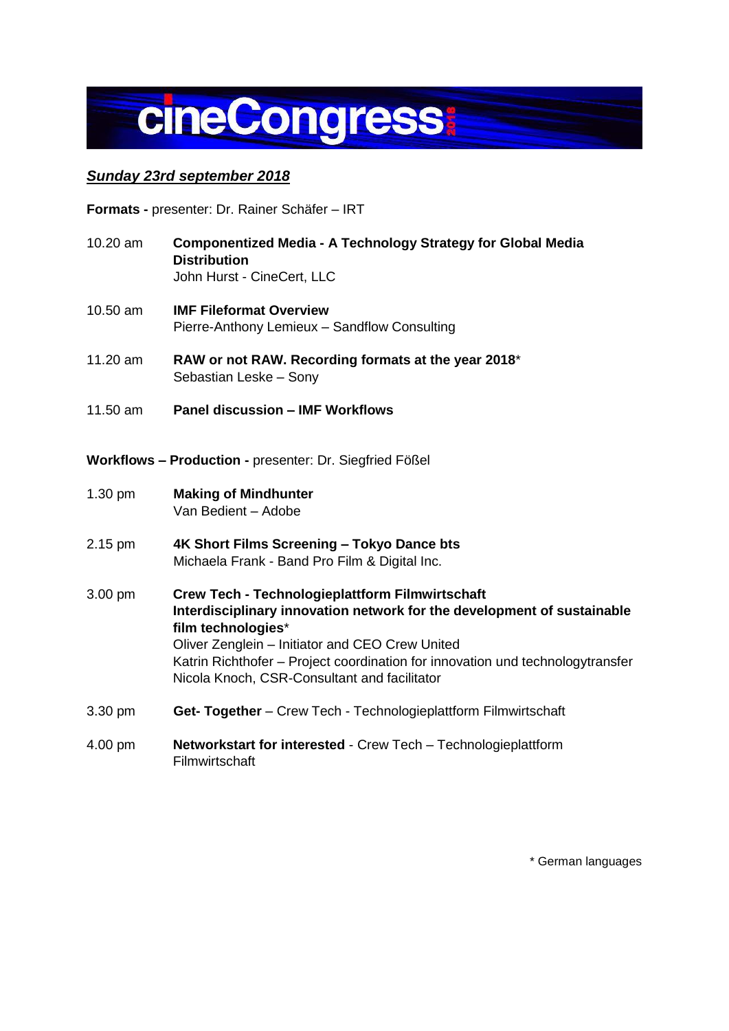# cineCongress 2018

***Sunday 23rd september 2018***

**Formats -** presenter: Dr. Rainer Schäfer – IRT

10.20 am **Componentized Media - A Technology Strategy for Global Media Distribution**
John Hurst - CineCert, LLC

10.50 am **IMF Fileformat Overview**
Pierre-Anthony Lemieux – Sandflow Consulting

11.20 am **RAW or not RAW. Recording formats at the year 2018***
Sebastian Leske – Sony

11.50 am **Panel discussion – IMF Workflows**

**Workflows – Production -** presenter: Dr. Siegfried Fößel

1.30 pm **Making of Mindhunter**
Van Bedient – Adobe

2.15 pm **4K Short Films Screening – Tokyo Dance bts**
Michaela Frank - Band Pro Film & Digital Inc.

3.00 pm **Crew Tech - Technologieplattform Filmwirtschaft Interdisciplinary innovation network for the development of sustainable film technologies***
Oliver Zenglein – Initiator and CEO Crew United
Katrin Richthofer – Project coordination for innovation und technologytransfer
Nicola Knoch, CSR-Consultant and facilitator

3.30 pm **Get- Together** – Crew Tech - Technologieplattform Filmwirtschaft

4.00 pm **Networkstart for interested** - Crew Tech – Technologieplattform Filmwirtschaft

* German languages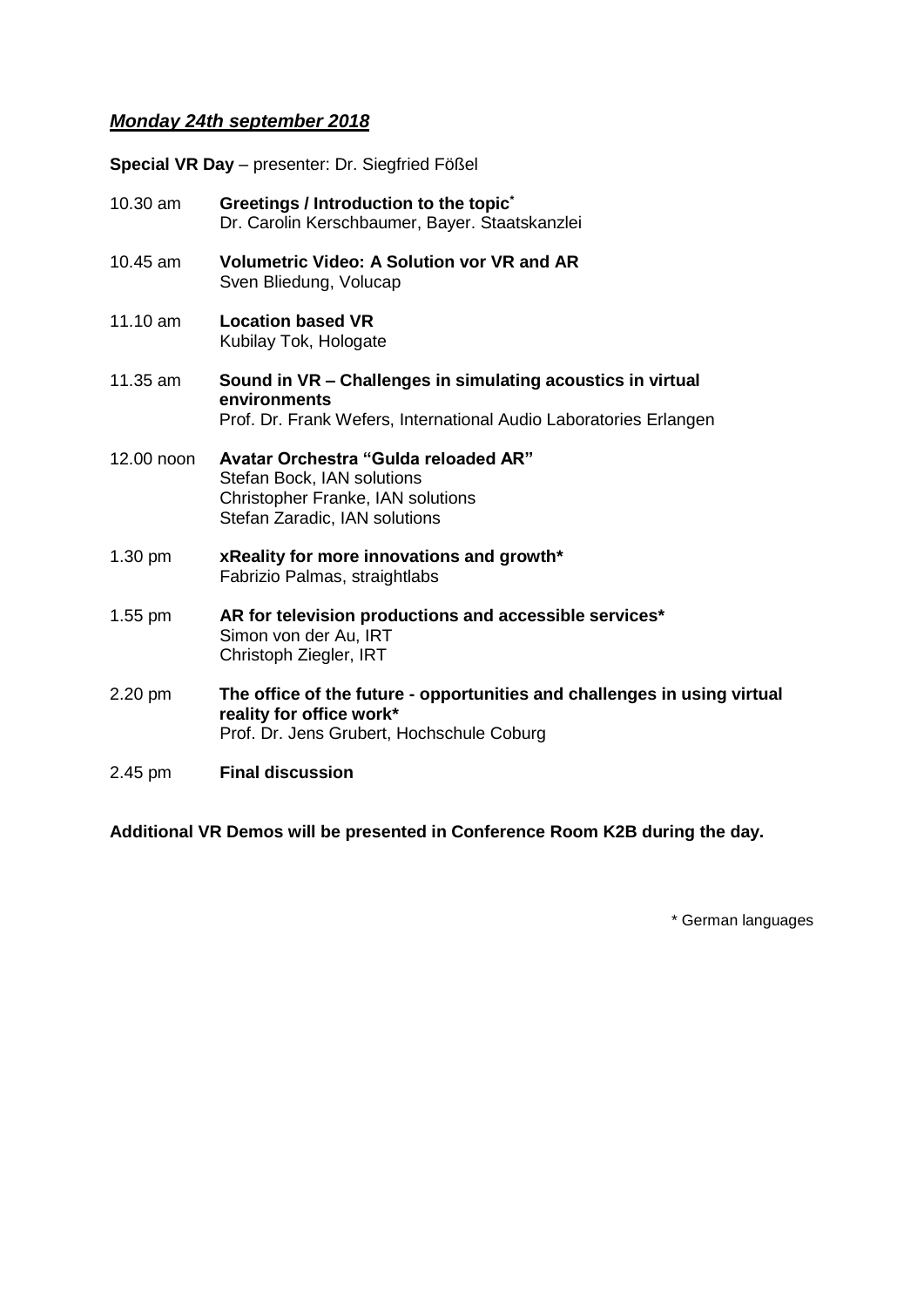***Monday 24th september 2018***

**Special VR Day** – presenter: Dr. Siegfried Fößel

| | | |
|---|---|---|
| 10.30 am | **Greetings / Introduction to the topic*** Dr. Carolin Kerschbaumer, Bayer. Staatskanzlei |
| 10.45 am | **Volumetric Video: A Solution vor VR and AR** Sven Bliedung, Volucap |
| 11.10 am | **Location based VR** Kubilay Tok, Hologate |
| 11.35 am | **Sound in VR – Challenges in simulating acoustics in virtual environments** Prof. Dr. Frank Wefers, International Audio Laboratories Erlangen |
| 12.00 noon | **Avatar Orchestra "Gulda reloaded AR"** Stefan Bock, IAN solutions Christopher Franke, IAN solutions Stefan Zaradic, IAN solutions |
| 1.30 pm | **xReality for more innovations and growth*** Fabrizio Palmas, straightlabs |
| 1.55 pm | **AR for television productions and accessible services*** Simon von der Au, IRT Christoph Ziegler, IRT |
| 2.20 pm | **The office of the future - opportunities and challenges in using virtual reality for office work*** Prof. Dr. Jens Grubert, Hochschule Coburg |
| 2.45 pm | **Final discussion** |

**Additional VR Demos will be presented in Conference Room K2B during the day.**

\* German languages